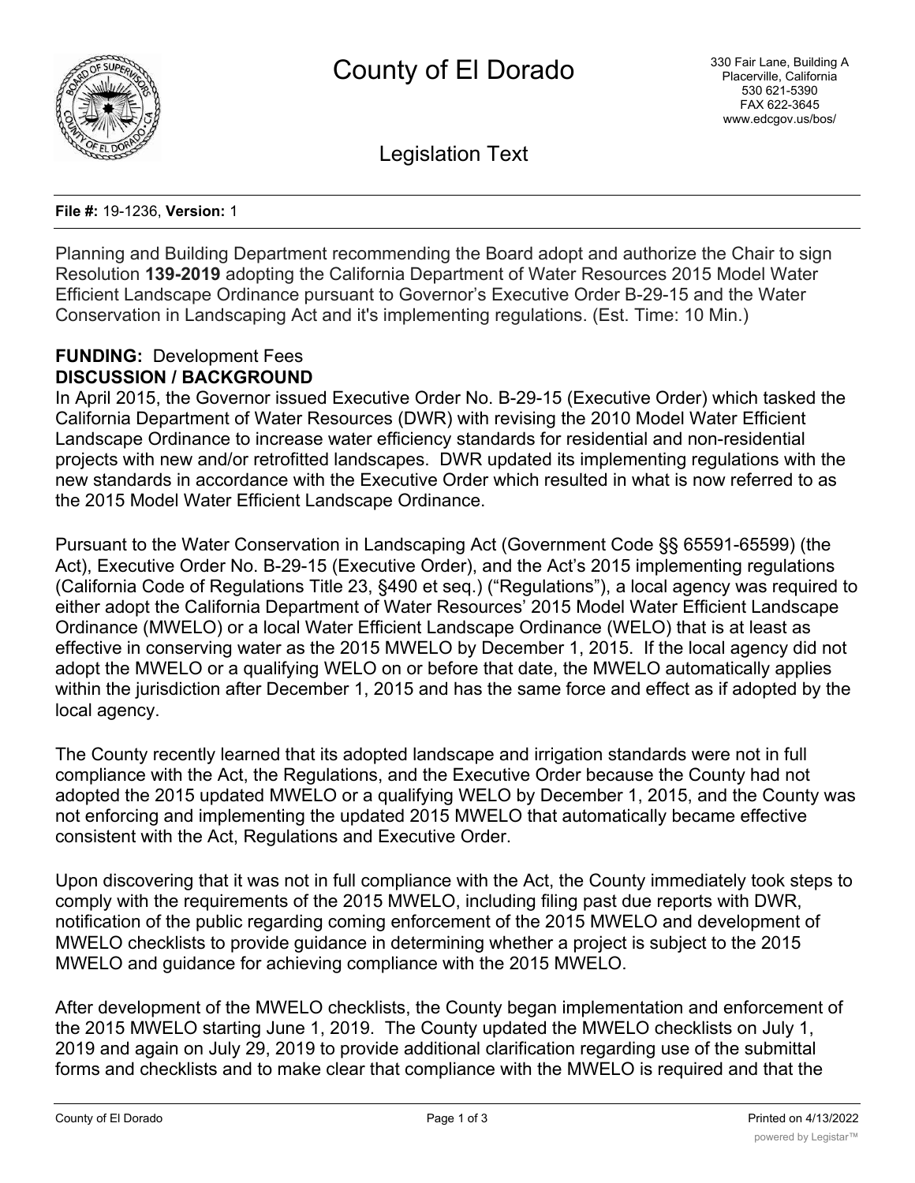# County of El Dorado

330 Fair Lane, Building A
Placerville, California
530 621-5390
FAX 622-3645
www.edcgov.us/bos/

## Legislation Text

**File #:** 19-1236, **Version:** 1

Planning and Building Department recommending the Board adopt and authorize the Chair to sign Resolution **139-2019** adopting the California Department of Water Resources 2015 Model Water Efficient Landscape Ordinance pursuant to Governor's Executive Order B-29-15 and the Water Conservation in Landscaping Act and it's implementing regulations. (Est. Time: 10 Min.)

**FUNDING:** Development Fees

**DISCUSSION / BACKGROUND**

In April 2015, the Governor issued Executive Order No. B-29-15 (Executive Order) which tasked the California Department of Water Resources (DWR) with revising the 2010 Model Water Efficient Landscape Ordinance to increase water efficiency standards for residential and non-residential projects with new and/or retrofitted landscapes. DWR updated its implementing regulations with the new standards in accordance with the Executive Order which resulted in what is now referred to as the 2015 Model Water Efficient Landscape Ordinance.

Pursuant to the Water Conservation in Landscaping Act (Government Code §§ 65591-65599) (the Act), Executive Order No. B-29-15 (Executive Order), and the Act's 2015 implementing regulations (California Code of Regulations Title 23, §490 et seq.) ("Regulations"), a local agency was required to either adopt the California Department of Water Resources' 2015 Model Water Efficient Landscape Ordinance (MWELO) or a local Water Efficient Landscape Ordinance (WELO) that is at least as effective in conserving water as the 2015 MWELO by December 1, 2015. If the local agency did not adopt the MWELO or a qualifying WELO on or before that date, the MWELO automatically applies within the jurisdiction after December 1, 2015 and has the same force and effect as if adopted by the local agency.

The County recently learned that its adopted landscape and irrigation standards were not in full compliance with the Act, the Regulations, and the Executive Order because the County had not adopted the 2015 updated MWELO or a qualifying WELO by December 1, 2015, and the County was not enforcing and implementing the updated 2015 MWELO that automatically became effective consistent with the Act, Regulations and Executive Order.

Upon discovering that it was not in full compliance with the Act, the County immediately took steps to comply with the requirements of the 2015 MWELO, including filing past due reports with DWR, notification of the public regarding coming enforcement of the 2015 MWELO and development of MWELO checklists to provide guidance in determining whether a project is subject to the 2015 MWELO and guidance for achieving compliance with the 2015 MWELO.

After development of the MWELO checklists, the County began implementation and enforcement of the 2015 MWELO starting June 1, 2019. The County updated the MWELO checklists on July 1, 2019 and again on July 29, 2019 to provide additional clarification regarding use of the submittal forms and checklists and to make clear that compliance with the MWELO is required and that the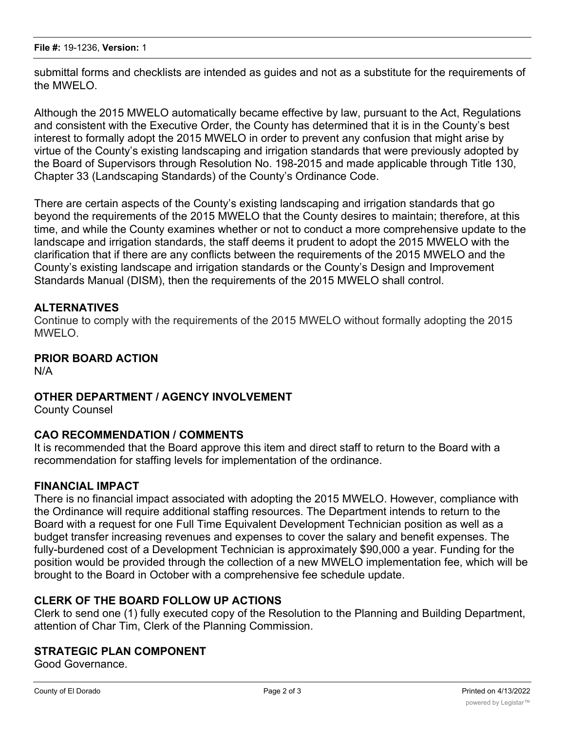submittal forms and checklists are intended as guides and not as a substitute for the requirements of the MWELO.

Although the 2015 MWELO automatically became effective by law, pursuant to the Act, Regulations and consistent with the Executive Order, the County has determined that it is in the County's best interest to formally adopt the 2015 MWELO in order to prevent any confusion that might arise by virtue of the County's existing landscaping and irrigation standards that were previously adopted by the Board of Supervisors through Resolution No. 198-2015 and made applicable through Title 130, Chapter 33 (Landscaping Standards) of the County's Ordinance Code.

There are certain aspects of the County's existing landscaping and irrigation standards that go beyond the requirements of the 2015 MWELO that the County desires to maintain; therefore, at this time, and while the County examines whether or not to conduct a more comprehensive update to the landscape and irrigation standards, the staff deems it prudent to adopt the 2015 MWELO with the clarification that if there are any conflicts between the requirements of the 2015 MWELO and the County's existing landscape and irrigation standards or the County's Design and Improvement Standards Manual (DISM), then the requirements of the 2015 MWELO shall control.

## ALTERNATIVES

Continue to comply with the requirements of the 2015 MWELO without formally adopting the 2015 MWELO.

## PRIOR BOARD ACTION

N/A

## OTHER DEPARTMENT / AGENCY INVOLVEMENT

County Counsel

## CAO RECOMMENDATION / COMMENTS

It is recommended that the Board approve this item and direct staff to return to the Board with a recommendation for staffing levels for implementation of the ordinance.

## FINANCIAL IMPACT

There is no financial impact associated with adopting the 2015 MWELO. However, compliance with the Ordinance will require additional staffing resources. The Department intends to return to the Board with a request for one Full Time Equivalent Development Technician position as well as a budget transfer increasing revenues and expenses to cover the salary and benefit expenses. The fully-burdened cost of a Development Technician is approximately $90,000 a year. Funding for the position would be provided through the collection of a new MWELO implementation fee, which will be brought to the Board in October with a comprehensive fee schedule update.

## CLERK OF THE BOARD FOLLOW UP ACTIONS

Clerk to send one (1) fully executed copy of the Resolution to the Planning and Building Department, attention of Char Tim, Clerk of the Planning Commission.

## STRATEGIC PLAN COMPONENT

Good Governance.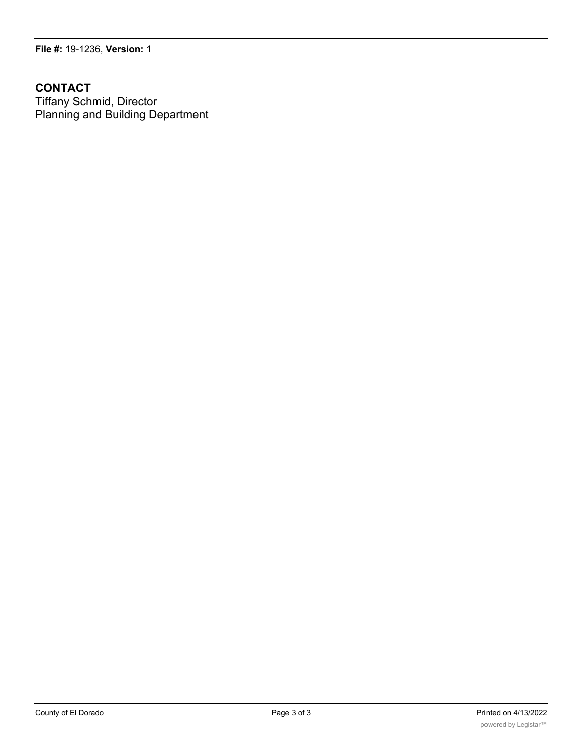## CONTACT

Tiffany Schmid, Director
Planning and Building Department